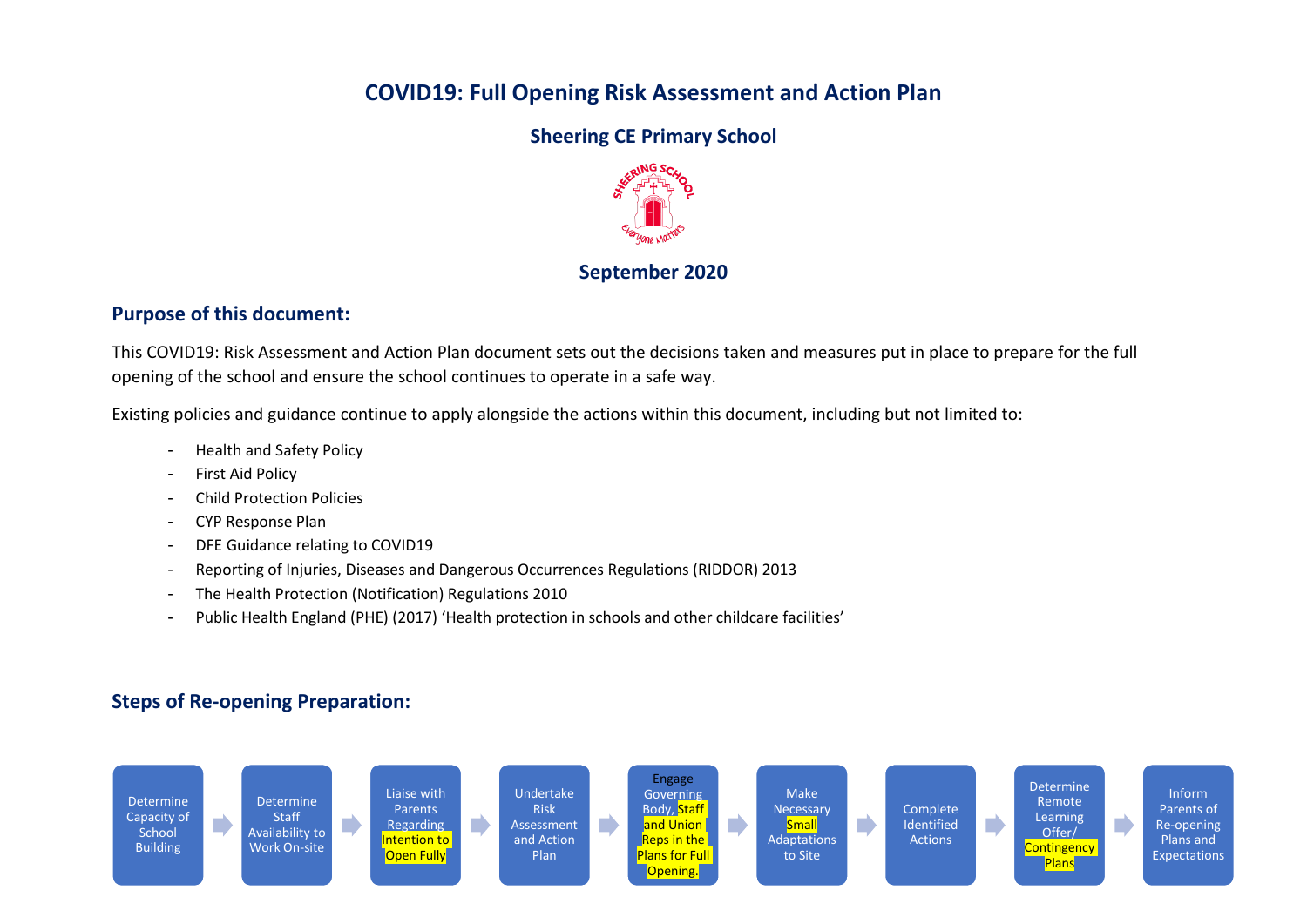# COVID19: Full Opening Risk Assessment and Action Plan

## Sheering CE Primary School

SHEERING SCHOOL
Everyone Matters

## September 2020

## Purpose of this document:

This COVID19: Risk Assessment and Action Plan document sets out the decisions taken and measures put in place to prepare for the full opening of the school and ensure the school continues to operate in a safe way.

Existing policies and guidance continue to apply alongside the actions within this document, including but not limited to:

- Health and Safety Policy
- First Aid Policy
- Child Protection Policies
- CYP Response Plan
- DFE Guidance relating to COVID19
- Reporting of Injuries, Diseases and Dangerous Occurrences Regulations (RIDDOR) 2013
- The Health Protection (Notification) Regulations 2010
- Public Health England (PHE) (2017) 'Health protection in schools and other childcare facilities'

## Steps of Re-opening Preparation:

1. Determine Capacity of School Building
2. Determine Staff Availability to Work On-site
3. Liaise with Parents Regarding Intention to Open Fully
4. Undertake Risk Assessment and Action Plan
5. Engage Governing Body, Staff and Union Reps in the Plans for Full Opening.
6. Make Necessary Small Adaptations to Site
7. Complete Identified Actions
8. Determine Remote Learning Offer/ Contingency Plans
9. Inform Parents of Re-opening Plans and Expectations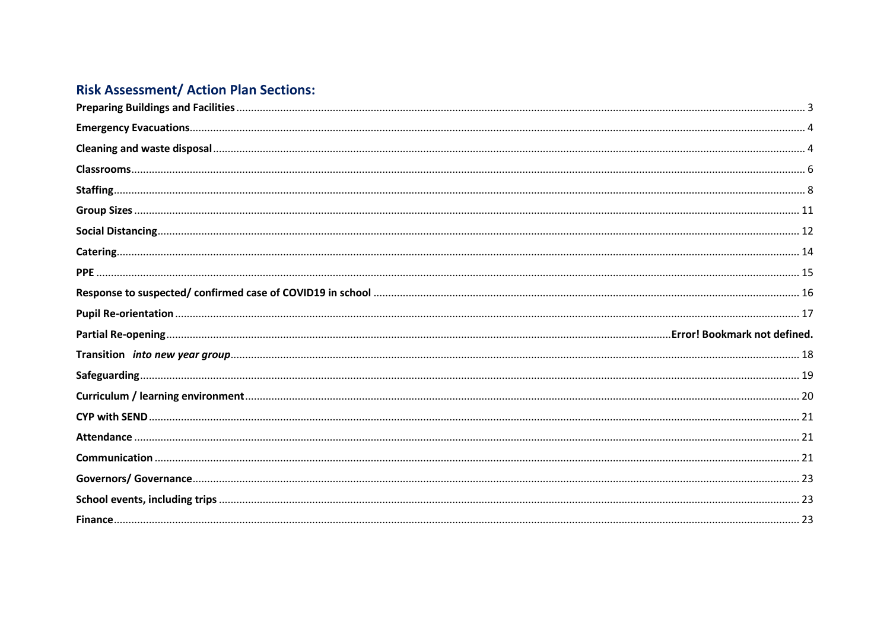## Risk Assessment/ Action Plan Sections:

**Preparing Buildings and Facilities** ........ 3

**Emergency Evacuations** ........ 4

**Cleaning and waste disposal** ........ 4

**Classrooms** ........ 6

**Staffing** ........ 8

**Group Sizes** ........ 11

**Social Distancing** ........ 12

**Catering** ........ 14

**PPE** ........ 15

**Response to suspected/ confirmed case of COVID19 in school** ........ 16

**Pupil Re-orientation** ........ 17

**Partial Re-opening** ........ **Error! Bookmark not defined.**

**Transition** ***into new year group*** ........ 18

**Safeguarding** ........ 19

**Curriculum / learning environment** ........ 20

**CYP with SEND** ........ 21

**Attendance** ........ 21

**Communication** ........ 21

**Governors/ Governance** ........ 23

**School events, including trips** ........ 23

**Finance** ........ 23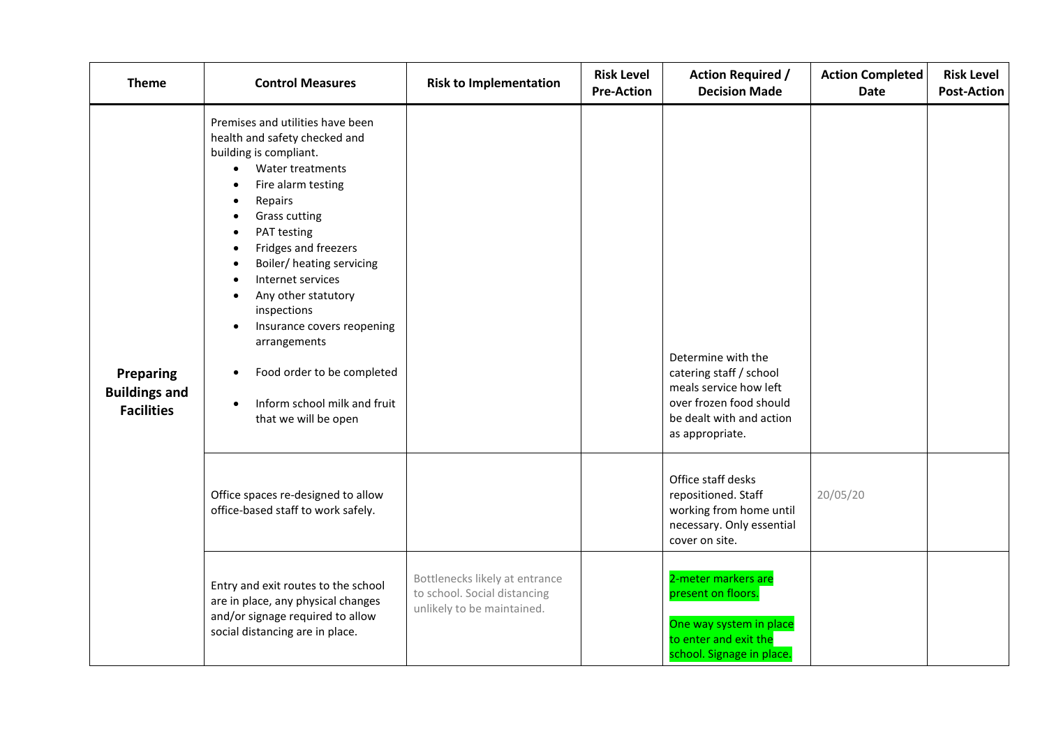| Theme | Control Measures | Risk to Implementation | Risk Level Pre-Action | Action Required / Decision Made | Action Completed Date | Risk Level Post-Action |
|---|---|---|---|---|---|---|
| **Preparing Buildings and Facilities** | Premises and utilities have been health and safety checked and building is compliant.<br>• Water treatments<br>• Fire alarm testing<br>• Repairs<br>• Grass cutting<br>• PAT testing<br>• Fridges and freezers<br>• Boiler/ heating servicing<br>• Internet services<br>• Any other statutory inspections<br>• Insurance covers reopening arrangements<br>• Food order to be completed<br>• Inform school milk and fruit that we will be open | | | Determine with the catering staff / school meals service how left over frozen food should be dealt with and action as appropriate. | | |
| | Office spaces re-designed to allow office-based staff to work safely. | | | Office staff desks repositioned. Staff working from home until necessary. Only essential cover on site. | 20/05/20 | |
| | Entry and exit routes to the school are in place, any physical changes and/or signage required to allow social distancing are in place. | Bottlenecks likely at entrance to school. Social distancing unlikely to be maintained. | | 2-meter markers are present on floors.<br><br>One way system in place to enter and exit the school. Signage in place. | | |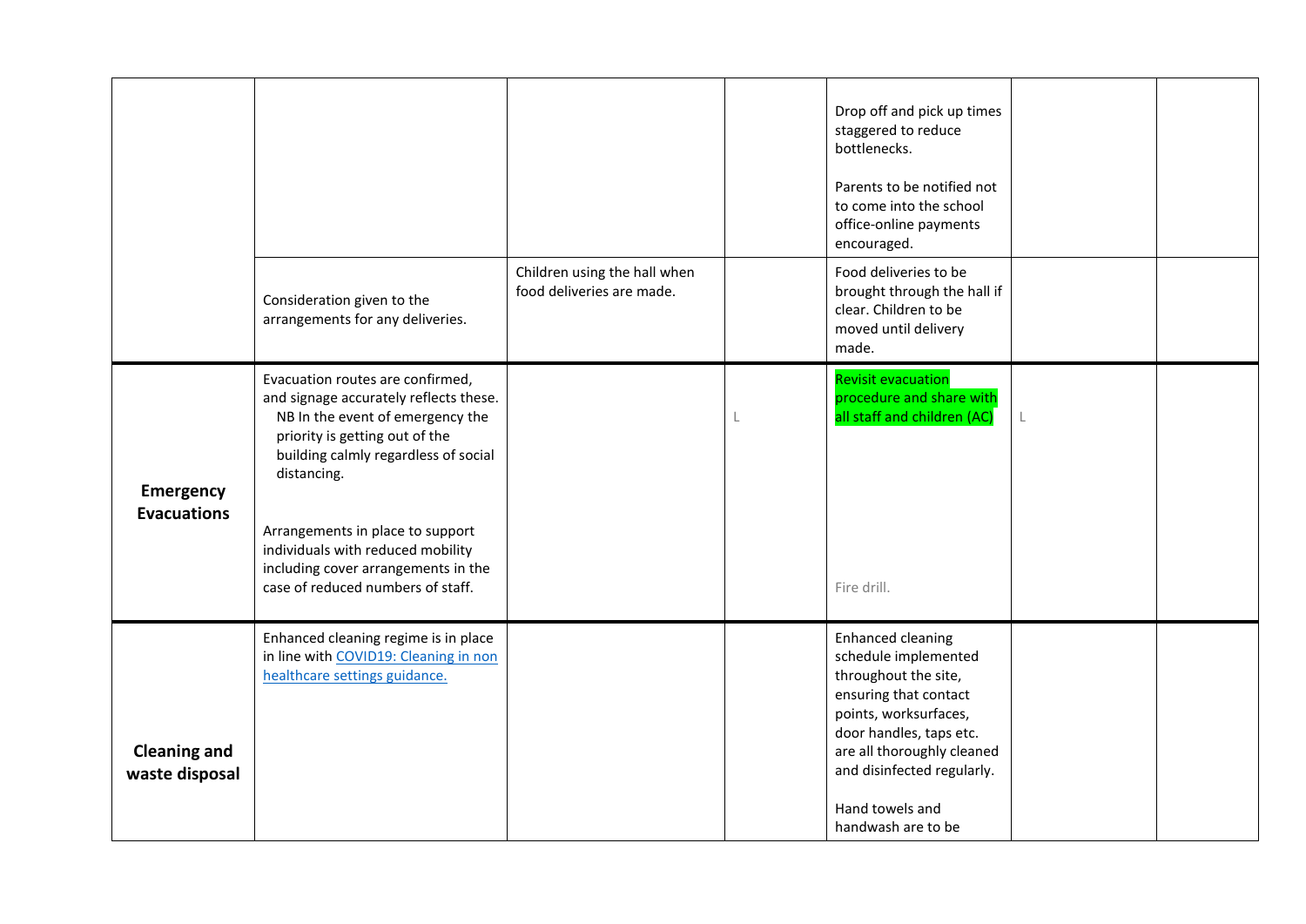| | | | | | | |
|---|---|---|---|---|---|---|
| | | | | Drop off and pick up times staggered to reduce bottlenecks.<br><br>Parents to be notified not to come into the school office-online payments encouraged. | | |
| | Consideration given to the arrangements for any deliveries. | Children using the hall when food deliveries are made. | | Food deliveries to be brought through the hall if clear. Children to be moved until delivery made. | | |
| **Emergency Evacuations** | Evacuation routes are confirmed, and signage accurately reflects these. NB In the event of emergency the priority is getting out of the building calmly regardless of social distancing.<br><br>Arrangements in place to support individuals with reduced mobility including cover arrangements in the case of reduced numbers of staff. | | L | Revisit evacuation procedure and share with all staff and children (AC)<br><br>Fire drill. | L | |
| **Cleaning and waste disposal** | Enhanced cleaning regime is in place in line with [COVID19: Cleaning in non healthcare settings guidance.]() | | | Enhanced cleaning schedule implemented throughout the site, ensuring that contact points, worksurfaces, door handles, taps etc. are all thoroughly cleaned and disinfected regularly.<br><br>Hand towels and handwash are to be | | |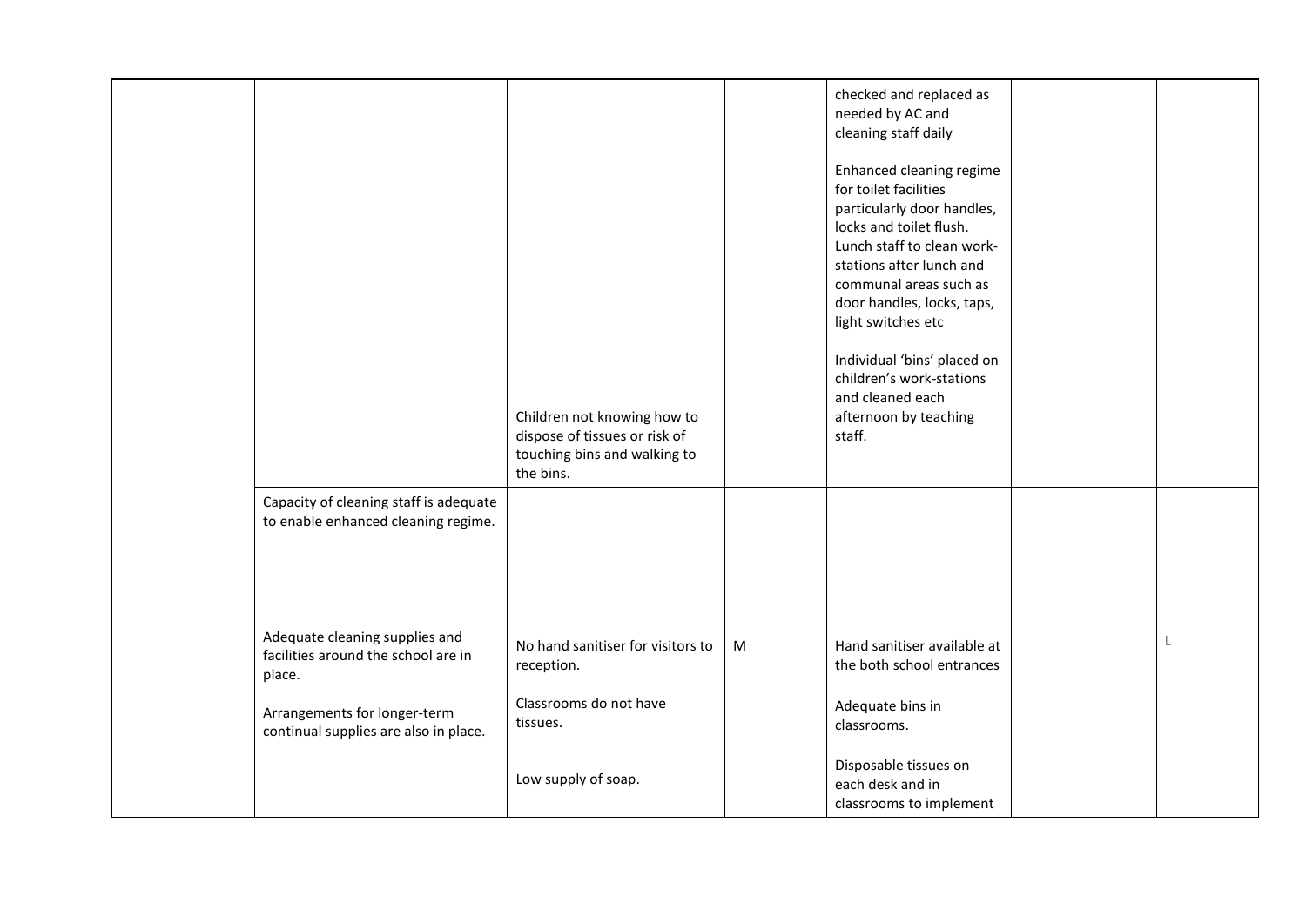| | | | | | | |
|---|---|---|---|---|---|---|
| | | Children not knowing how to dispose of tissues or risk of touching bins and walking to the bins. | | checked and replaced as needed by AC and cleaning staff daily<br><br>Enhanced cleaning regime for toilet facilities particularly door handles, locks and toilet flush. Lunch staff to clean work-stations after lunch and communal areas such as door handles, locks, taps, light switches etc<br><br>Individual 'bins' placed on children's work-stations and cleaned each afternoon by teaching staff. | | |
| | Capacity of cleaning staff is adequate to enable enhanced cleaning regime. | | | | | |
| | Adequate cleaning supplies and facilities around the school are in place.<br><br>Arrangements for longer-term continual supplies are also in place. | No hand sanitiser for visitors to reception.<br><br>Classrooms do not have tissues.<br><br>Low supply of soap. | M | Hand sanitiser available at the both school entrances<br><br>Adequate bins in classrooms.<br><br>Disposable tissues on each desk and in classrooms to implement | | L |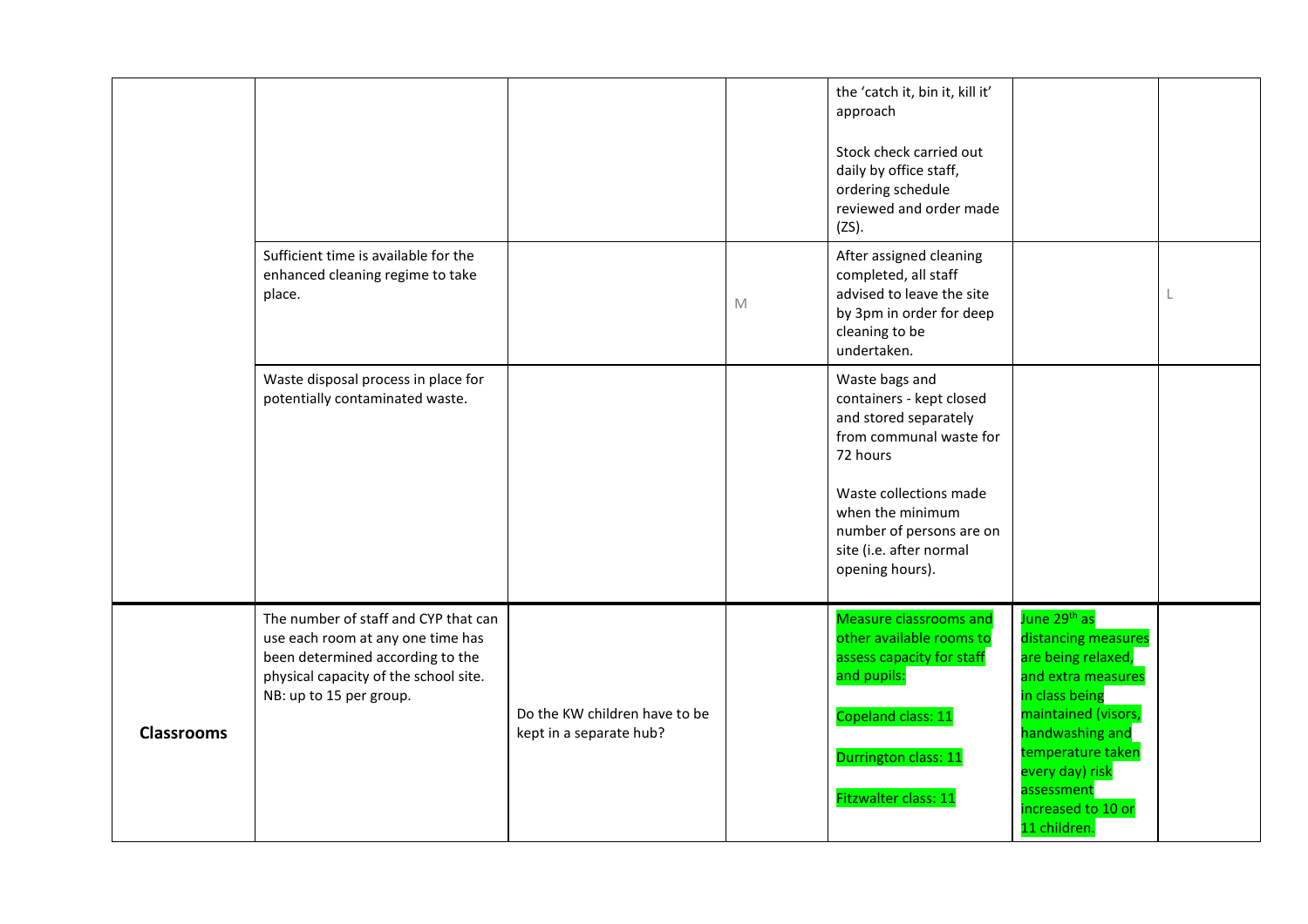| | | | | | | |
|---|---|---|---|---|---|---|
| | | | | the 'catch it, bin it, kill it' approach<br><br>Stock check carried out daily by office staff, ordering schedule reviewed and order made (ZS). | | |
| | Sufficient time is available for the enhanced cleaning regime to take place. | | M | After assigned cleaning completed, all staff advised to leave the site by 3pm in order for deep cleaning to be undertaken. | | L |
| | Waste disposal process in place for potentially contaminated waste. | | | Waste bags and containers - kept closed and stored separately from communal waste for 72 hours<br><br>Waste collections made when the minimum number of persons are on site (i.e. after normal opening hours). | | |
| **Classrooms** | The number of staff and CYP that can use each room at any one time has been determined according to the physical capacity of the school site. NB: up to 15 per group. | Do the KW children have to be kept in a separate hub? | | Measure classrooms and other available rooms to assess capacity for staff and pupils:<br><br>Copeland class: 11<br><br>Durrington class: 11<br><br>Fitzwalter class: 11 | June 29th as distancing measures are being relaxed, and extra measures in class being maintained (visors, handwashing and temperature taken every day) risk assessment increased to 10 or 11 children. | |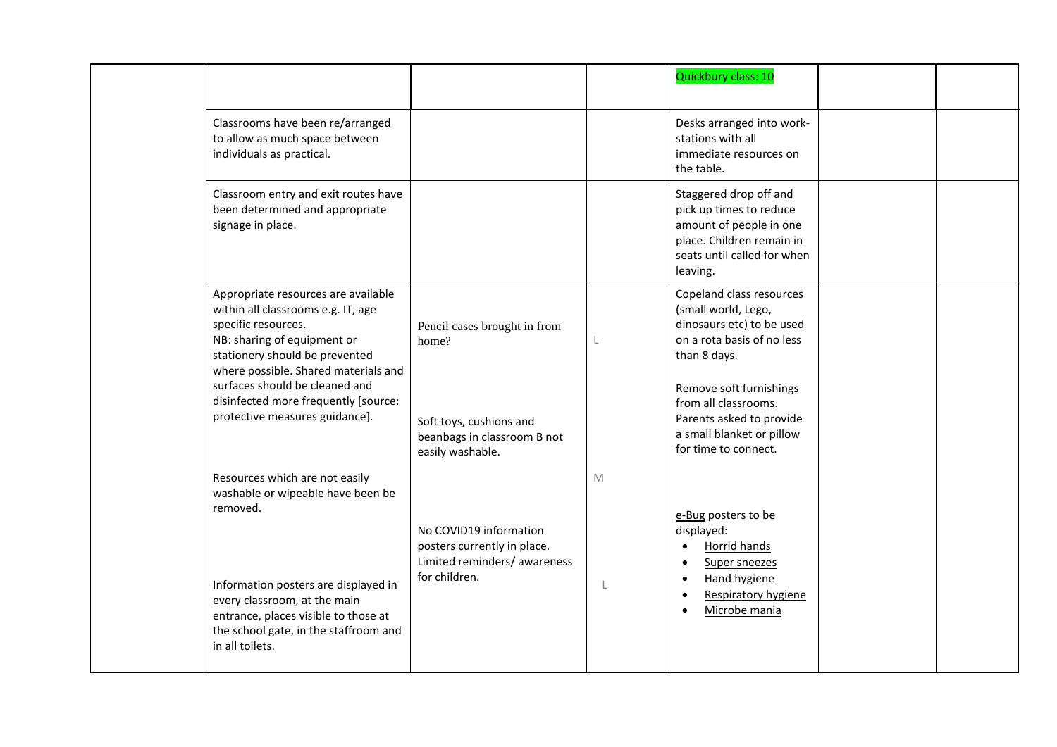| | | | | | | |
|---|---|---|---|---|---|---|
| | | | | Quickbury class: 10 | | |
| | Classrooms have been re/arranged to allow as much space between individuals as practical. | | | Desks arranged into work-stations with all immediate resources on the table. | | |
| | Classroom entry and exit routes have been determined and appropriate signage in place. | | | Staggered drop off and pick up times to reduce amount of people in one place. Children remain in seats until called for when leaving. | | |
| | Appropriate resources are available within all classrooms e.g. IT, age specific resources.<br>NB: sharing of equipment or stationery should be prevented where possible. Shared materials and surfaces should be cleaned and disinfected more frequently [source: protective measures guidance].<br><br>Resources which are not easily washable or wipeable have been be removed.<br><br>Information posters are displayed in every classroom, at the main entrance, places visible to those at the school gate, in the staffroom and in all toilets. | Pencil cases brought in from home?<br><br>Soft toys, cushions and beanbags in classroom B not easily washable.<br><br>No COVID19 information posters currently in place. Limited reminders/ awareness for children. | L<br><br>M<br><br>L | Copeland class resources (small world, Lego, dinosaurs etc) to be used on a rota basis of no less than 8 days.<br><br>Remove soft furnishings from all classrooms. Parents asked to provide a small blanket or pillow for time to connect.<br><br>e-Bug posters to be displayed:<br>• Horrid hands<br>• Super sneezes<br>• Hand hygiene<br>• Respiratory hygiene<br>• Microbe mania | | |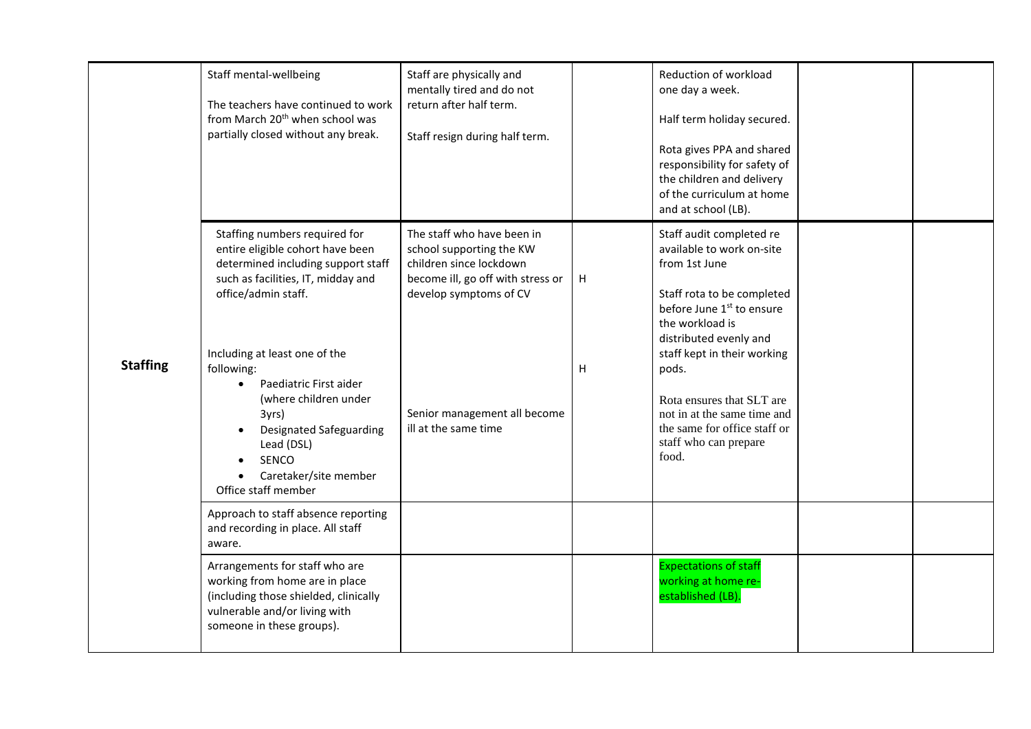|  |  |  |  |  |  |  |
|---|---|---|---|---|---|---|
|  | Staff mental-wellbeing<br><br>The teachers have continued to work from March 20th when school was partially closed without any break. | Staff are physically and mentally tired and do not return after half term.<br><br>Staff resign during half term. |  | Reduction of workload one day a week.<br><br>Half term holiday secured.<br><br>Rota gives PPA and shared responsibility for safety of the children and delivery of the curriculum at home and at school (LB). |  |  |
| **Staffing** | Staffing numbers required for entire eligible cohort have been determined including support staff such as facilities, IT, midday and office/admin staff.<br><br>Including at least one of the following:<br>• Paediatric First aider (where children under 3yrs)<br>• Designated Safeguarding Lead (DSL)<br>• SENCO<br>• Caretaker/site member<br>Office staff member | The staff who have been in school supporting the KW children since lockdown become ill, go off with stress or develop symptoms of CV<br><br>Senior management all become ill at the same time | H<br><br>H | Staff audit completed re available to work on-site from 1st June<br><br>Staff rota to be completed before June 1st to ensure the workload is distributed evenly and staff kept in their working pods.<br><br>Rota ensures that SLT are not in at the same time and the same for office staff or staff who can prepare food. |  |  |
|  | Approach to staff absence reporting and recording in place. All staff aware. |  |  |  |  |  |
|  | Arrangements for staff who are working from home are in place (including those shielded, clinically vulnerable and/or living with someone in these groups). |  |  | Expectations of staff working at home re-established (LB). |  |  |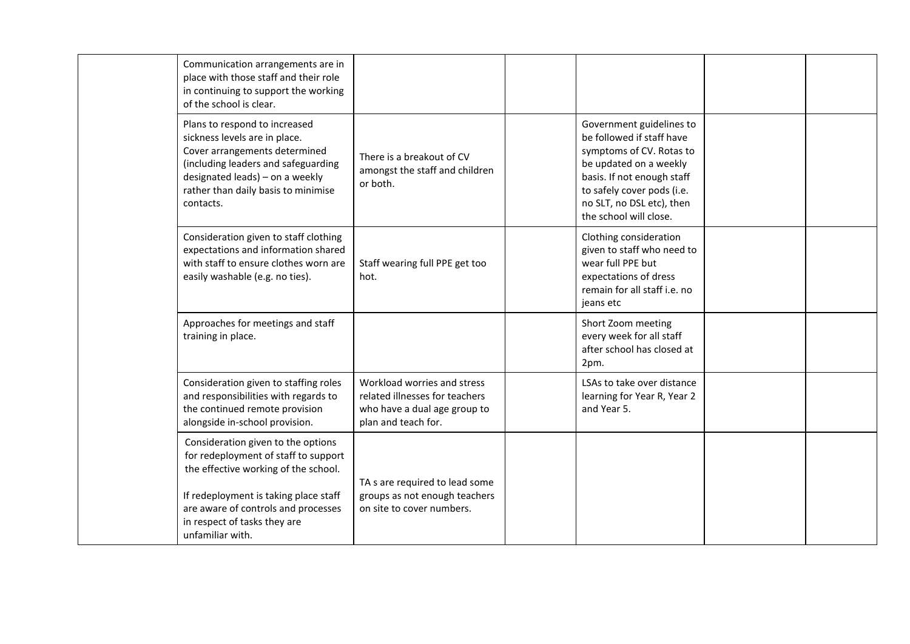| | | | | | | |
|---|---|---|---|---|---|---|
| | Communication arrangements are in place with those staff and their role in continuing to support the working of the school is clear. | | | | | |
| | Plans to respond to increased sickness levels are in place.<br>Cover arrangements determined (including leaders and safeguarding designated leads) – on a weekly rather than daily basis to minimise contacts. | There is a breakout of CV amongst the staff and children or both. | | Government guidelines to be followed if staff have symptoms of CV. Rotas to be updated on a weekly basis. If not enough staff to safely cover pods (i.e. no SLT, no DSL etc), then the school will close. | | |
| | Consideration given to staff clothing expectations and information shared with staff to ensure clothes worn are easily washable (e.g. no ties). | Staff wearing full PPE get too hot. | | Clothing consideration given to staff who need to wear full PPE but expectations of dress remain for all staff i.e. no jeans etc | | |
| | Approaches for meetings and staff training in place. | | | Short Zoom meeting every week for all staff after school has closed at 2pm. | | |
| | Consideration given to staffing roles and responsibilities with regards to the continued remote provision alongside in-school provision. | Workload worries and stress related illnesses for teachers who have a dual age group to plan and teach for. | | LSAs to take over distance learning for Year R, Year 2 and Year 5. | | |
| | Consideration given to the options for redeployment of staff to support the effective working of the school.<br><br>If redeployment is taking place staff are aware of controls and processes in respect of tasks they are unfamiliar with. | TA s are required to lead some groups as not enough teachers on site to cover numbers. | | | | |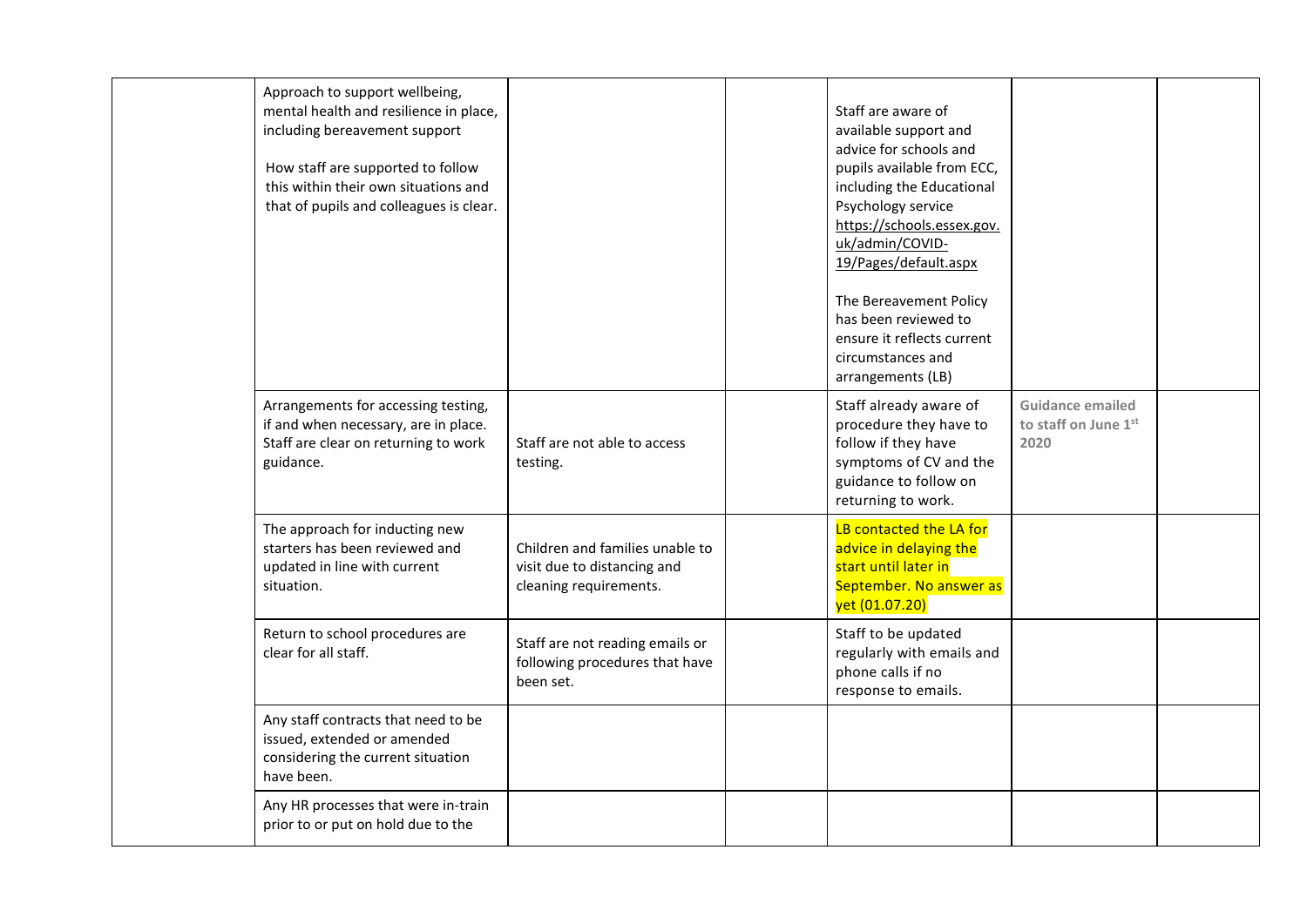| | | | | | | |
|---|---|---|---|---|---|---|
| | Approach to support wellbeing, mental health and resilience in place, including bereavement support<br><br>How staff are supported to follow this within their own situations and that of pupils and colleagues is clear. | | | Staff are aware of available support and advice for schools and pupils available from ECC, including the Educational Psychology service https://schools.essex.gov.uk/admin/COVID-19/Pages/default.aspx<br><br>The Bereavement Policy has been reviewed to ensure it reflects current circumstances and arrangements (LB) | | |
| | Arrangements for accessing testing, if and when necessary, are in place. Staff are clear on returning to work guidance. | Staff are not able to access testing. | | Staff already aware of procedure they have to follow if they have symptoms of CV and the guidance to follow on returning to work. | **Guidance emailed to staff on June 1st 2020** | |
| | The approach for inducting new starters has been reviewed and updated in line with current situation. | Children and families unable to visit due to distancing and cleaning requirements. | | LB contacted the LA for advice in delaying the start until later in September. No answer as yet (01.07.20) | | |
| | Return to school procedures are clear for all staff. | Staff are not reading emails or following procedures that have been set. | | Staff to be updated regularly with emails and phone calls if no response to emails. | | |
| | Any staff contracts that need to be issued, extended or amended considering the current situation have been. | | | | | |
| | Any HR processes that were in-train prior to or put on hold due to the | | | | | |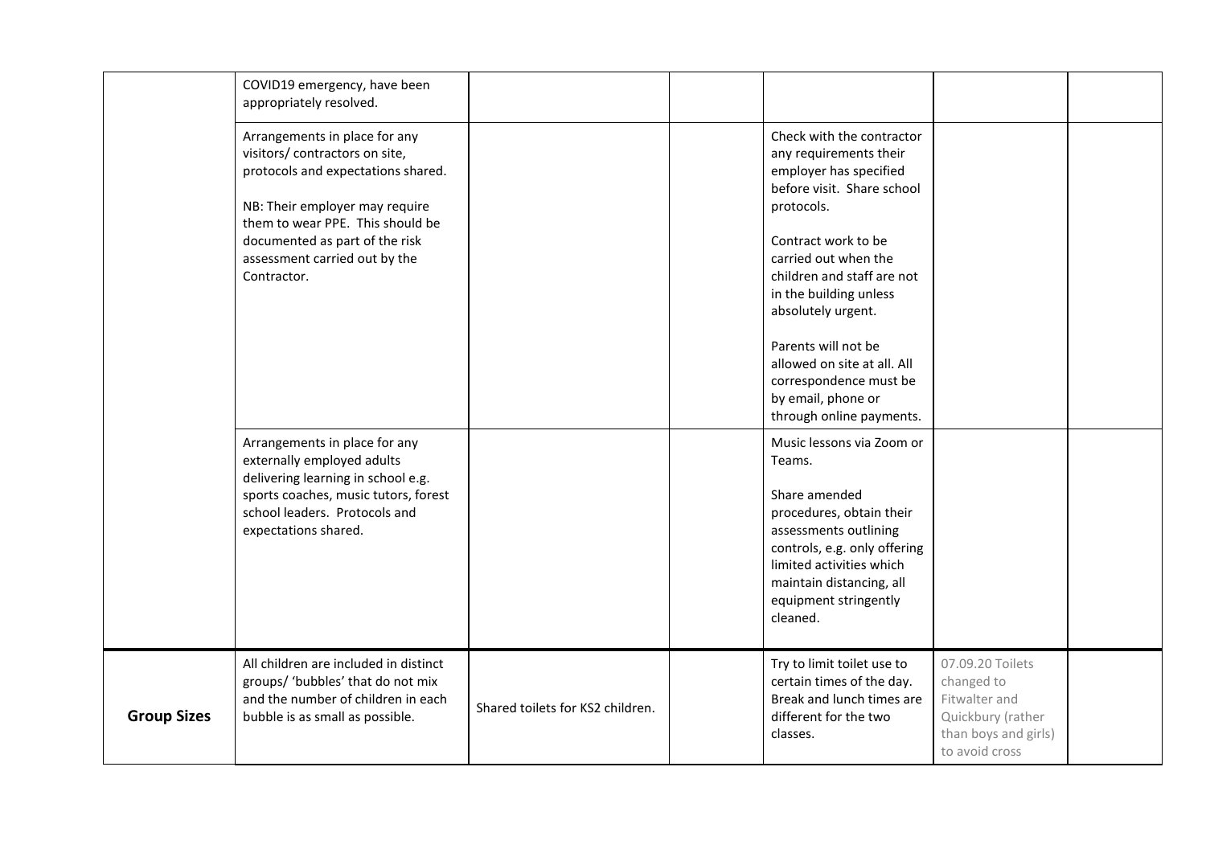| | | | | | | |
|---|---|---|---|---|---|---|
| | COVID19 emergency, have been appropriately resolved. | | | | | |
| | Arrangements in place for any visitors/ contractors on site, protocols and expectations shared.<br><br>NB: Their employer may require them to wear PPE. This should be documented as part of the risk assessment carried out by the Contractor. | | | Check with the contractor any requirements their employer has specified before visit. Share school protocols.<br><br>Contract work to be carried out when the children and staff are not in the building unless absolutely urgent.<br><br>Parents will not be allowed on site at all. All correspondence must be by email, phone or through online payments. | | |
| | Arrangements in place for any externally employed adults delivering learning in school e.g. sports coaches, music tutors, forest school leaders. Protocols and expectations shared. | | | Music lessons via Zoom or Teams.<br><br>Share amended procedures, obtain their assessments outlining controls, e.g. only offering limited activities which maintain distancing, all equipment stringently cleaned. | | |
| **Group Sizes** | All children are included in distinct groups/ 'bubbles' that do not mix and the number of children in each bubble is as small as possible. | Shared toilets for KS2 children. | | Try to limit toilet use to certain times of the day. Break and lunch times are different for the two classes. | 07.09.20 Toilets changed to Fitwalter and Quickbury (rather than boys and girls) to avoid cross | |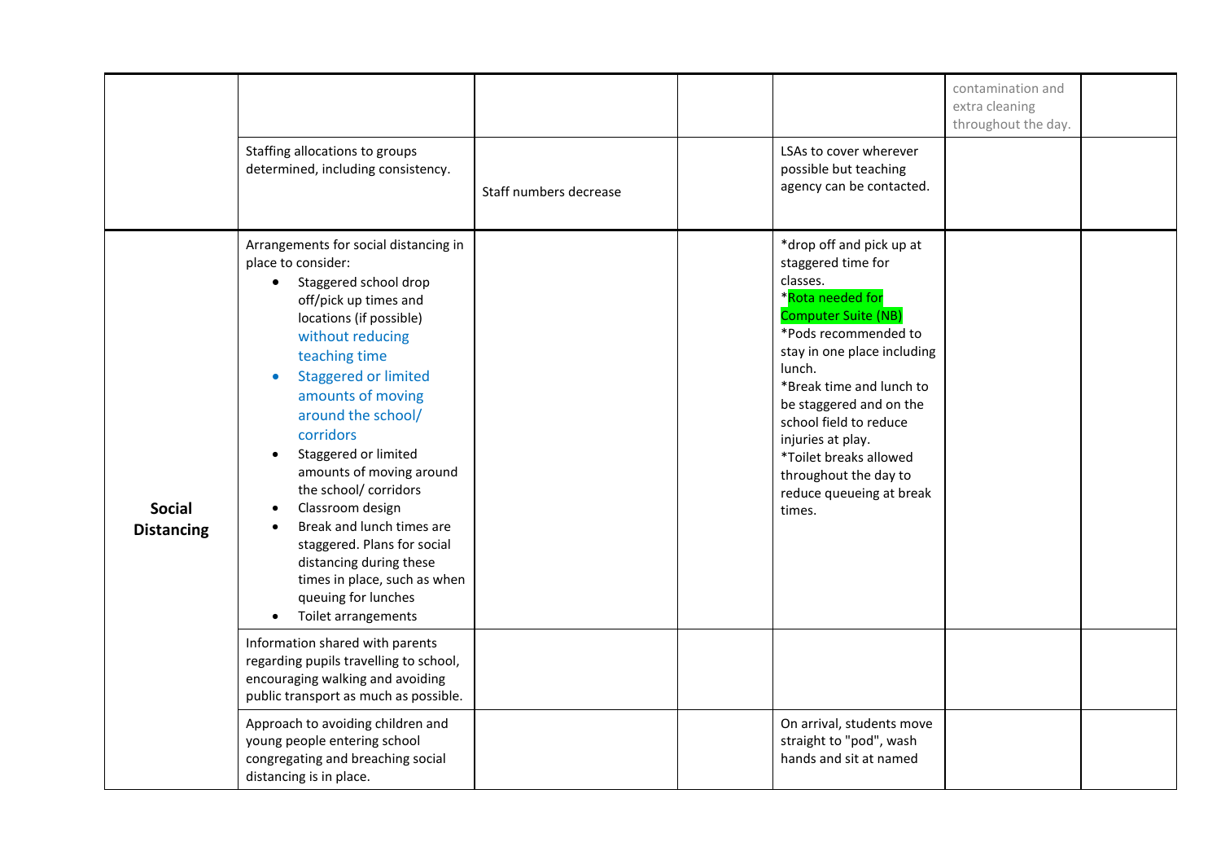| | | | | | | |
|---|---|---|---|---|---|---|
| | | | | | contamination and extra cleaning throughout the day. | |
| | Staffing allocations to groups determined, including consistency. | Staff numbers decrease | | LSAs to cover wherever possible but teaching agency can be contacted. | | |
| **Social Distancing** | Arrangements for social distancing in place to consider:<br>• Staggered school drop off/pick up times and locations (if possible) without reducing teaching time<br>• Staggered or limited amounts of moving around the school/ corridors<br>• Staggered or limited amounts of moving around the school/ corridors<br>• Classroom design<br>• Break and lunch times are staggered. Plans for social distancing during these times in place, such as when queuing for lunches<br>• Toilet arrangements | | | *drop off and pick up at staggered time for classes.<br>*Rota needed for Computer Suite (NB)<br>*Pods recommended to stay in one place including lunch.<br>*Break time and lunch to be staggered and on the school field to reduce injuries at play.<br>*Toilet breaks allowed throughout the day to reduce queueing at break times. | | |
| | Information shared with parents regarding pupils travelling to school, encouraging walking and avoiding public transport as much as possible. | | | | | |
| | Approach to avoiding children and young people entering school congregating and breaching social distancing is in place. | | | On arrival, students move straight to "pod", wash hands and sit at named | | |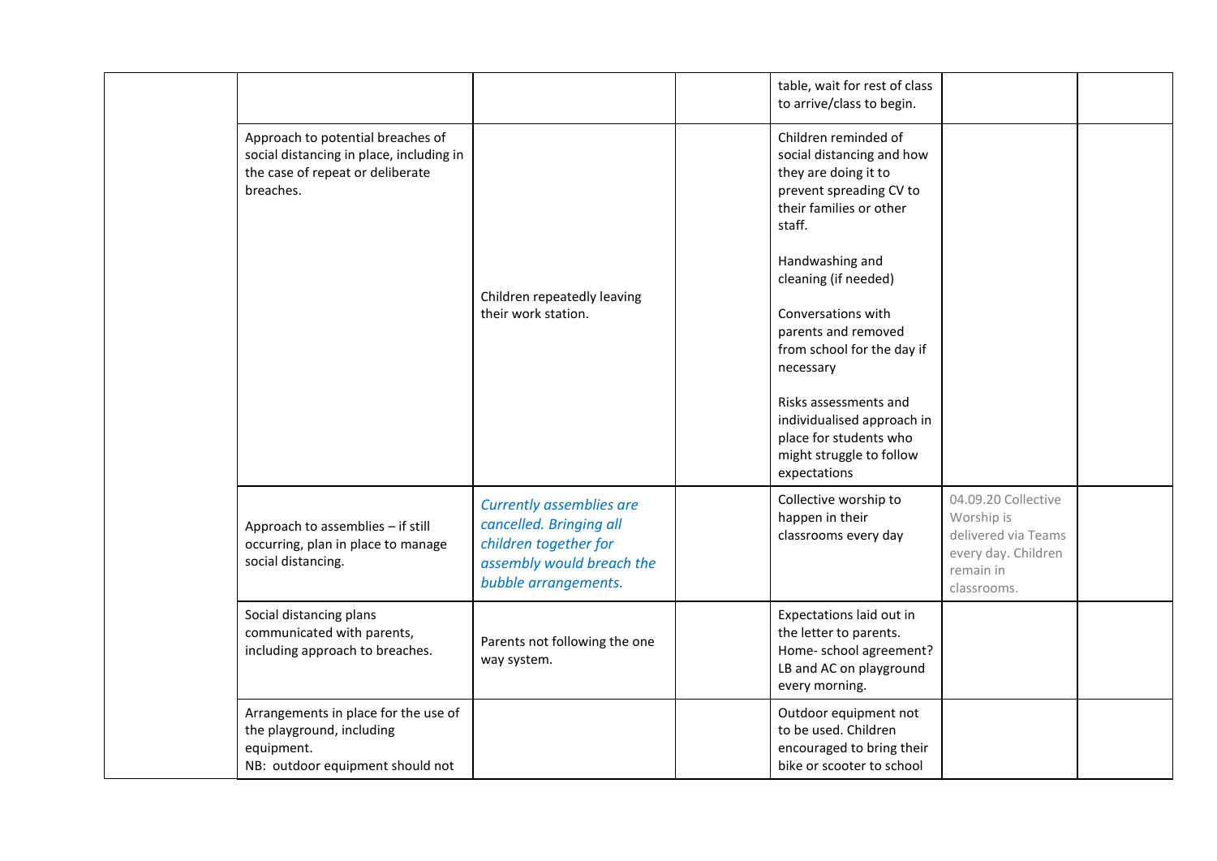|  |  |  |  |  |  |  |
|---|---|---|---|---|---|---|
|  |  |  |  | table, wait for rest of class to arrive/class to begin. |  |  |
|  | Approach to potential breaches of social distancing in place, including in the case of repeat or deliberate breaches. | Children repeatedly leaving their work station. |  | Children reminded of social distancing and how they are doing it to prevent spreading CV to their families or other staff.<br><br>Handwashing and cleaning (if needed)<br><br>Conversations with parents and removed from school for the day if necessary<br><br>Risks assessments and individualised approach in place for students who might struggle to follow expectations |  |  |
|  | Approach to assemblies – if still occurring, plan in place to manage social distancing. | *Currently assemblies are cancelled. Bringing all children together for assembly would breach the bubble arrangements.* |  | Collective worship to happen in their classrooms every day | 04.09.20 Collective Worship is delivered via Teams every day. Children remain in classrooms. |  |
|  | Social distancing plans communicated with parents, including approach to breaches. | Parents not following the one way system. |  | Expectations laid out in the letter to parents. Home- school agreement? LB and AC on playground every morning. |  |  |
|  | Arrangements in place for the use of the playground, including equipment.<br>NB: outdoor equipment should not |  |  | Outdoor equipment not to be used. Children encouraged to bring their bike or scooter to school |  |  |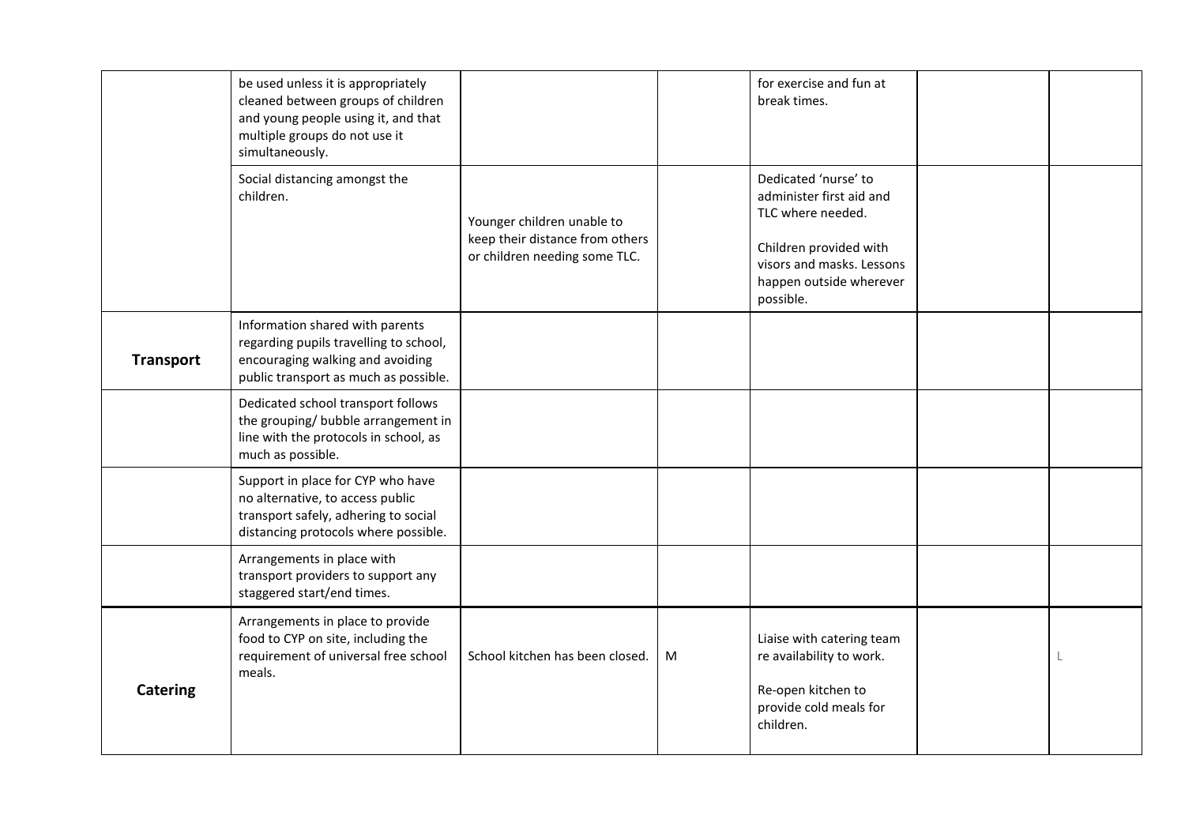| | | | | | | |
|---|---|---|---|---|---|---|
| | be used unless it is appropriately cleaned between groups of children and young people using it, and that multiple groups do not use it simultaneously. | | | for exercise and fun at break times. | | |
| | Social distancing amongst the children. | Younger children unable to keep their distance from others or children needing some TLC. | | Dedicated 'nurse' to administer first aid and TLC where needed.<br><br>Children provided with visors and masks. Lessons happen outside wherever possible. | | |
| **Transport** | Information shared with parents regarding pupils travelling to school, encouraging walking and avoiding public transport as much as possible. | | | | | |
| | Dedicated school transport follows the grouping/ bubble arrangement in line with the protocols in school, as much as possible. | | | | | |
| | Support in place for CYP who have no alternative, to access public transport safely, adhering to social distancing protocols where possible. | | | | | |
| | Arrangements in place with transport providers to support any staggered start/end times. | | | | | |
| **Catering** | Arrangements in place to provide food to CYP on site, including the requirement of universal free school meals. | School kitchen has been closed. | M | Liaise with catering team re availability to work.<br><br>Re-open kitchen to provide cold meals for children. | | L |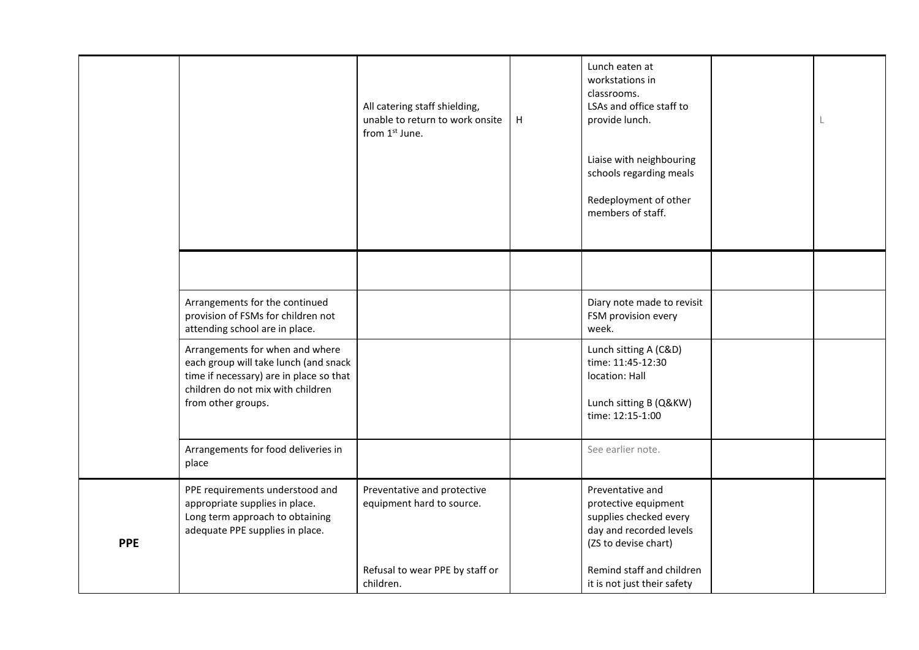| | | | | | | |
|---|---|---|---|---|---|---|
| | | All catering staff shielding, unable to return to work onsite from 1st June. | H | Lunch eaten at workstations in classrooms.<br>LSAs and office staff to provide lunch.<br><br>Liaise with neighbouring schools regarding meals<br><br>Redeployment of other members of staff. | | L |
| | | | | | | |
| | Arrangements for the continued provision of FSMs for children not attending school are in place. | | | Diary note made to revisit FSM provision every week. | | |
| | Arrangements for when and where each group will take lunch (and snack time if necessary) are in place so that children do not mix with children from other groups. | | | Lunch sitting A (C&D)<br>time: 11:45-12:30<br>location: Hall<br><br>Lunch sitting B (Q&KW)<br>time: 12:15-1:00 | | |
| | Arrangements for food deliveries in place | | | See earlier note. | | |
| **PPE** | PPE requirements understood and appropriate supplies in place.<br>Long term approach to obtaining adequate PPE supplies in place. | Preventative and protective equipment hard to source.<br><br>Refusal to wear PPE by staff or children. | | Preventative and protective equipment supplies checked every day and recorded levels (ZS to devise chart)<br><br>Remind staff and children it is not just their safety | | |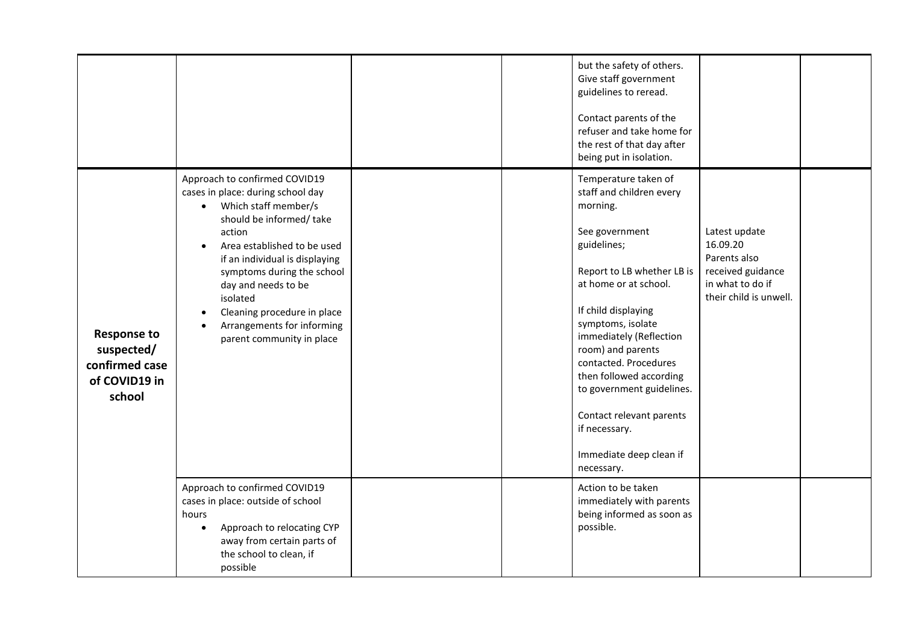|  |  |  |  |  |  |  |
|---|---|---|---|---|---|---|
|  |  |  |  | but the safety of others. Give staff government guidelines to reread.<br><br>Contact parents of the refuser and take home for the rest of that day after being put in isolation. |  |  |
| **Response to suspected/ confirmed case of COVID19 in school** | Approach to confirmed COVID19 cases in place: during school day<br>• Which staff member/s should be informed/ take action<br>• Area established to be used if an individual is displaying symptoms during the school day and needs to be isolated<br>• Cleaning procedure in place<br>• Arrangements for informing parent community in place |  |  | Temperature taken of staff and children every morning.<br><br>See government guidelines;<br><br>Report to LB whether LB is at home or at school.<br><br>If child displaying symptoms, isolate immediately (Reflection room) and parents contacted. Procedures then followed according to government guidelines.<br><br>Contact relevant parents if necessary.<br><br>Immediate deep clean if necessary. | Latest update 16.09.20<br>Parents also received guidance in what to do if their child is unwell. |  |
|  | Approach to confirmed COVID19 cases in place: outside of school hours<br>• Approach to relocating CYP away from certain parts of the school to clean, if possible |  |  | Action to be taken immediately with parents being informed as soon as possible. |  |  |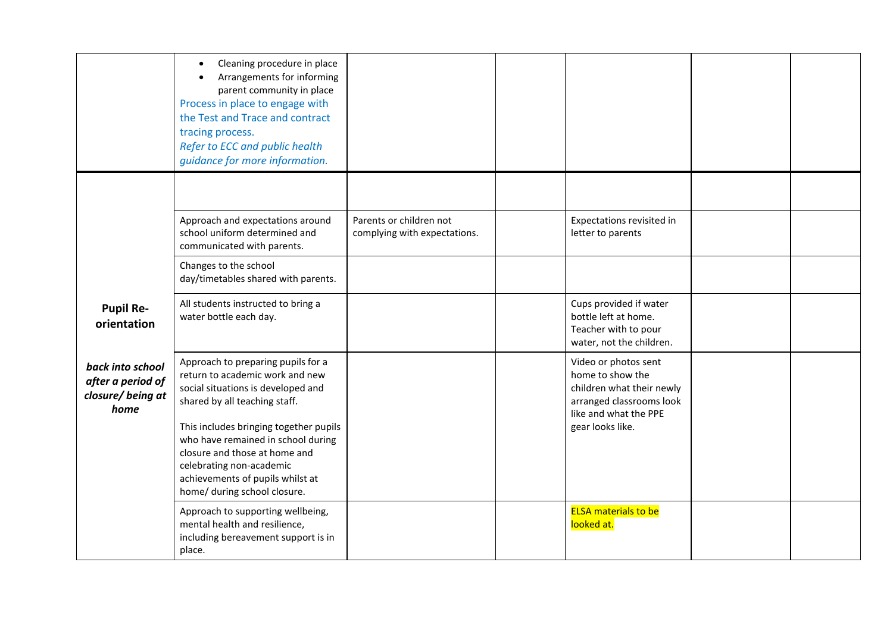| | | | | | | |
|---|---|---|---|---|---|---|
| | • Cleaning procedure in place<br>• Arrangements for informing parent community in place<br>Process in place to engage with the Test and Trace and contract tracing process.<br>*Refer to ECC and public health guidance for more information.* | | | | | |
| **Pupil Re-orientation**<br><br>***back into school after a period of closure/ being at home*** | | | | | | |
| | Approach and expectations around school uniform determined and communicated with parents. | Parents or children not complying with expectations. | | Expectations revisited in letter to parents | | |
| | Changes to the school day/timetables shared with parents. | | | | | |
| | All students instructed to bring a water bottle each day. | | | Cups provided if water bottle left at home. Teacher with to pour water, not the children. | | |
| | Approach to preparing pupils for a return to academic work and new social situations is developed and shared by all teaching staff.<br><br>This includes bringing together pupils who have remained in school during closure and those at home and celebrating non-academic achievements of pupils whilst at home/ during school closure. | | | Video or photos sent home to show the children what their newly arranged classrooms look like and what the PPE gear looks like. | | |
| | Approach to supporting wellbeing, mental health and resilience, including bereavement support is in place. | | | ELSA materials to be looked at. | | |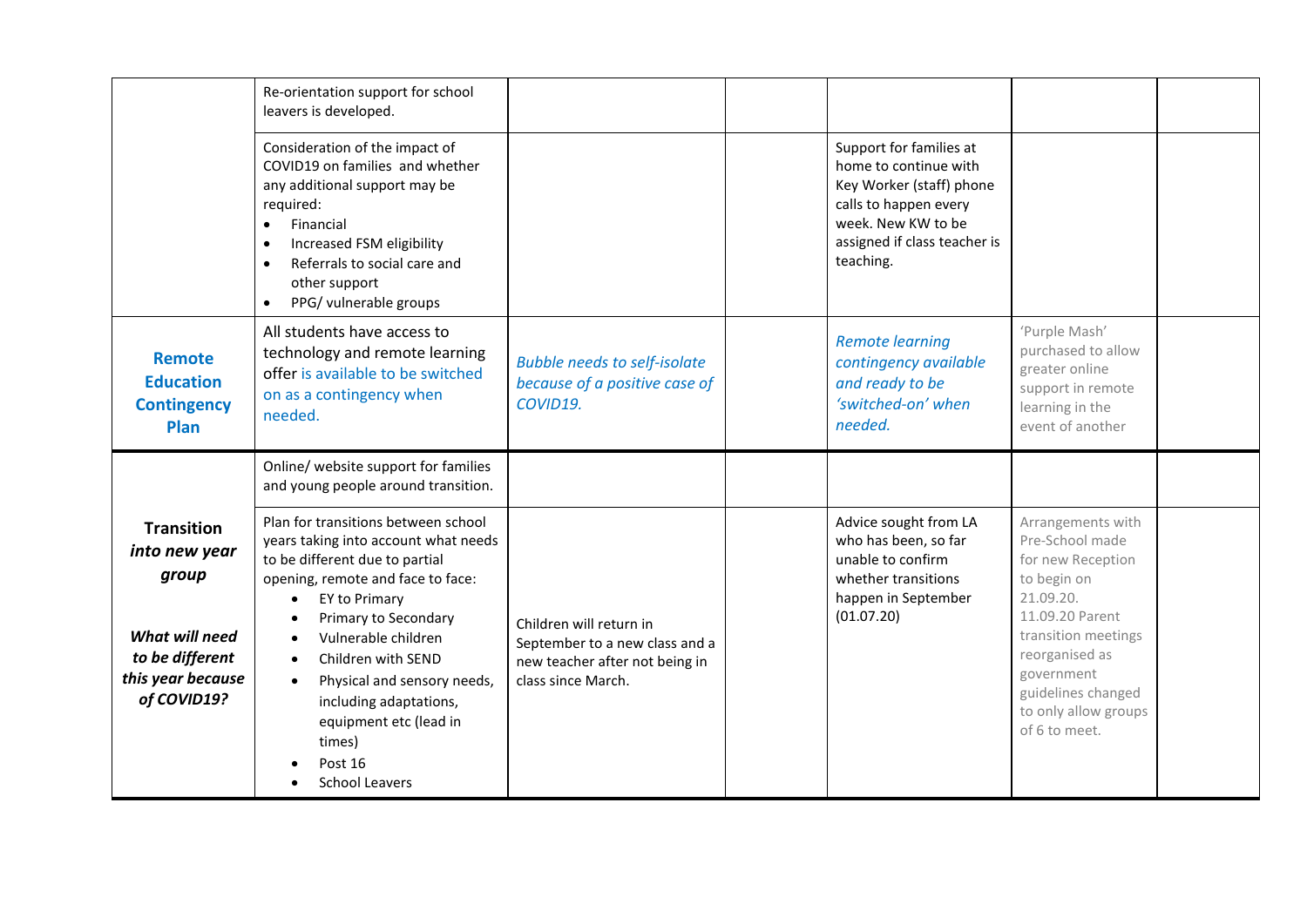| | | | | | | |
|---|---|---|---|---|---|---|
| | Re-orientation support for school leavers is developed. | | | | | |
| | Consideration of the impact of COVID19 on families and whether any additional support may be required:<br>• Financial<br>• Increased FSM eligibility<br>• Referrals to social care and other support<br>• PPG/ vulnerable groups | | | Support for families at home to continue with Key Worker (staff) phone calls to happen every week. New KW to be assigned if class teacher is teaching. | | |
| **Remote Education Contingency Plan** | All students have access to technology and remote learning offer is available to be switched on as a contingency when needed. | *Bubble needs to self-isolate because of a positive case of COVID19.* | | *Remote learning contingency available and ready to be 'switched-on' when needed.* | 'Purple Mash' purchased to allow greater online support in remote learning in the event of another | |
| **Transition** ***into new year group***<br><br>***What will need to be different this year because of COVID19?*** | Online/ website support for families and young people around transition. | | | | | |
| | Plan for transitions between school years taking into account what needs to be different due to partial opening, remote and face to face:<br>• EY to Primary<br>• Primary to Secondary<br>• Vulnerable children<br>• Children with SEND<br>• Physical and sensory needs, including adaptations, equipment etc (lead in times)<br>• Post 16<br>• School Leavers | Children will return in September to a new class and a new teacher after not being in class since March. | | Advice sought from LA who has been, so far unable to confirm whether transitions happen in September (01.07.20) | Arrangements with Pre-School made for new Reception to begin on 21.09.20.<br>11.09.20 Parent transition meetings reorganised as government guidelines changed to only allow groups of 6 to meet. | |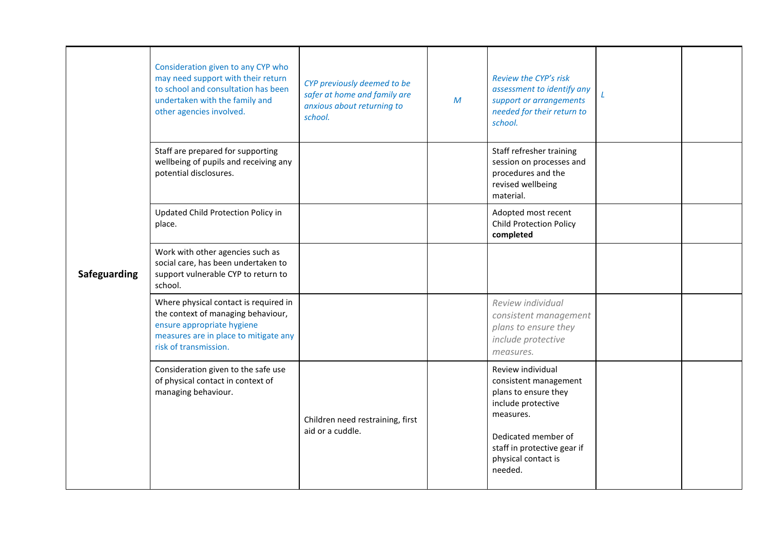| | | | | | | | |
|---|---|---|---|---|---|---|---|
| **Safeguarding** | Consideration given to any CYP who may need support with their return to school and consultation has been undertaken with the family and other agencies involved. | *CYP previously deemed to be safer at home and family are anxious about returning to school.* | *M* | *Review the CYP's risk assessment to identify any support or arrangements needed for their return to school.* | *L* | |
| | Staff are prepared for supporting wellbeing of pupils and receiving any potential disclosures. | | | Staff refresher training session on processes and procedures and the revised wellbeing material. | | |
| | Updated Child Protection Policy in place. | | | Adopted most recent Child Protection Policy **completed** | | |
| | Work with other agencies such as social care, has been undertaken to support vulnerable CYP to return to school. | | | | | |
| | Where physical contact is required in the context of managing behaviour, ensure appropriate hygiene measures are in place to mitigate any risk of transmission. | | | *Review individual consistent management plans to ensure they include protective measures.* | | |
| | Consideration given to the safe use of physical contact in context of managing behaviour. | Children need restraining, first aid or a cuddle. | | Review individual consistent management plans to ensure they include protective measures.<br><br>Dedicated member of staff in protective gear if physical contact is needed. | | |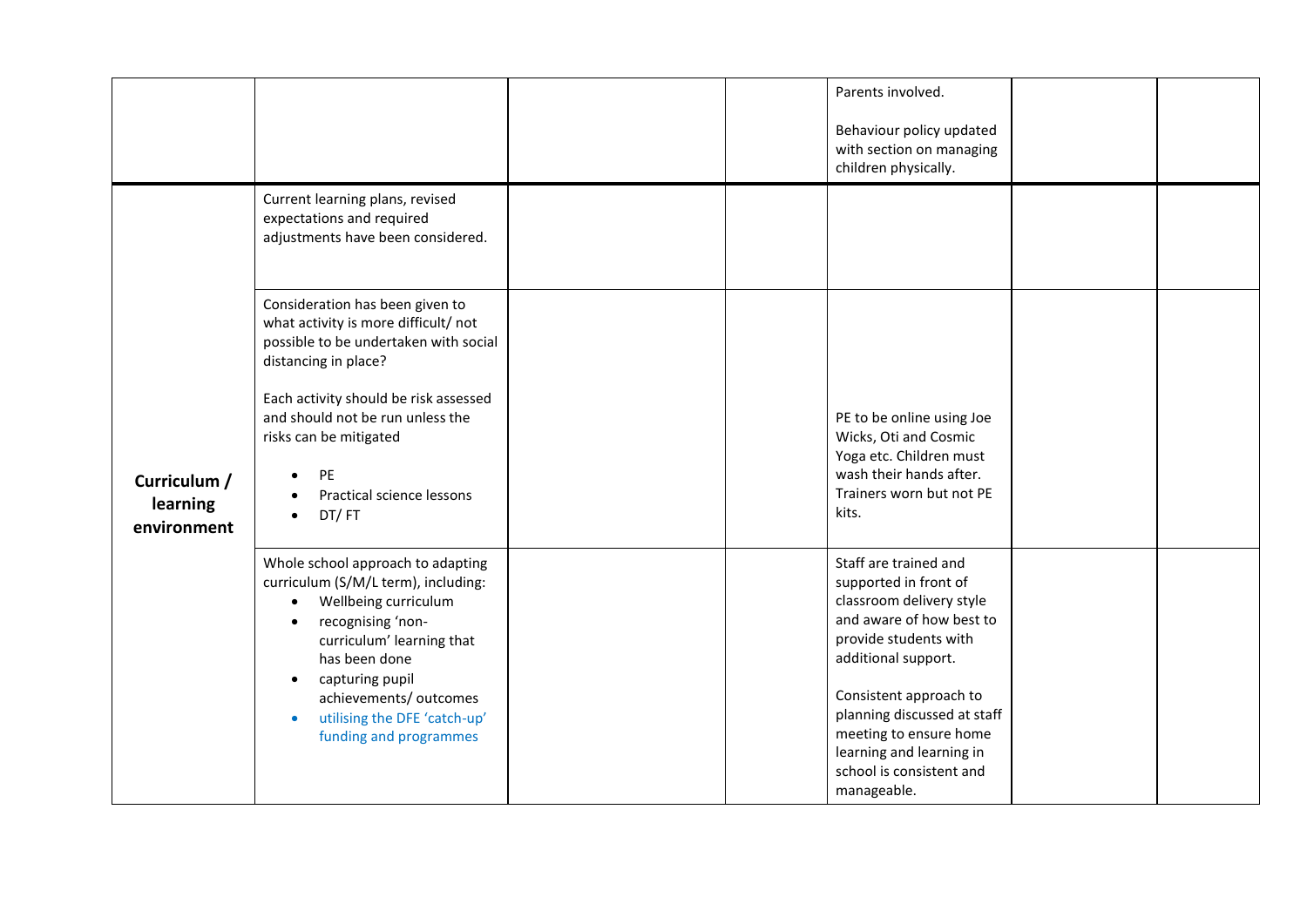| | | | | | | |
|---|---|---|---|---|---|---|
| | | | | Parents involved.<br><br>Behaviour policy updated with section on managing children physically. | | |
| **Curriculum / learning environment** | Current learning plans, revised expectations and required adjustments have been considered. | | | | | |
| | Consideration has been given to what activity is more difficult/ not possible to be undertaken with social distancing in place?<br><br>Each activity should be risk assessed and should not be run unless the risks can be mitigated<br>• PE<br>• Practical science lessons<br>• DT/ FT | | | PE to be online using Joe Wicks, Oti and Cosmic Yoga etc. Children must wash their hands after. Trainers worn but not PE kits. | | |
| | Whole school approach to adapting curriculum (S/M/L term), including:<br>• Wellbeing curriculum<br>• recognising 'non-curriculum' learning that has been done<br>• capturing pupil achievements/ outcomes<br>• utilising the DFE 'catch-up' funding and programmes | | | Staff are trained and supported in front of classroom delivery style and aware of how best to provide students with additional support.<br><br>Consistent approach to planning discussed at staff meeting to ensure home learning and learning in school is consistent and manageable. | | |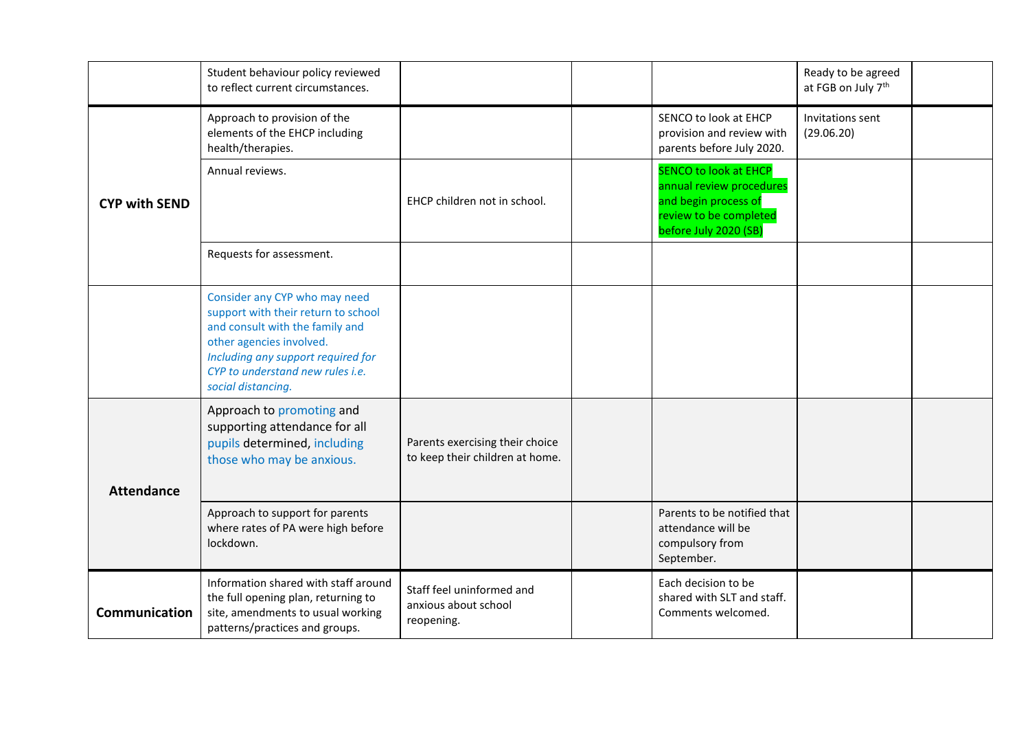| | | | | | | |
|---|---|---|---|---|---|---|
| | Student behaviour policy reviewed to reflect current circumstances. | | | | Ready to be agreed at FGB on July 7th | |
| **CYP with SEND** | Approach to provision of the elements of the EHCP including health/therapies. | | | SENCO to look at EHCP provision and review with parents before July 2020. | Invitations sent (29.06.20) | |
| | Annual reviews. | EHCP children not in school. | | SENCO to look at EHCP annual review procedures and begin process of review to be completed before July 2020 (SB) | | |
| | Requests for assessment. | | | | | |
| | Consider any CYP who may need support with their return to school and consult with the family and other agencies involved. *Including any support required for CYP to understand new rules i.e. social distancing.* | | | | | |
| **Attendance** | Approach to promoting and supporting attendance for all pupils determined, including those who may be anxious. | Parents exercising their choice to keep their children at home. | | | | |
| | Approach to support for parents where rates of PA were high before lockdown. | | | Parents to be notified that attendance will be compulsory from September. | | |
| **Communication** | Information shared with staff around the full opening plan, returning to site, amendments to usual working patterns/practices and groups. | Staff feel uninformed and anxious about school reopening. | | Each decision to be shared with SLT and staff. Comments welcomed. | | |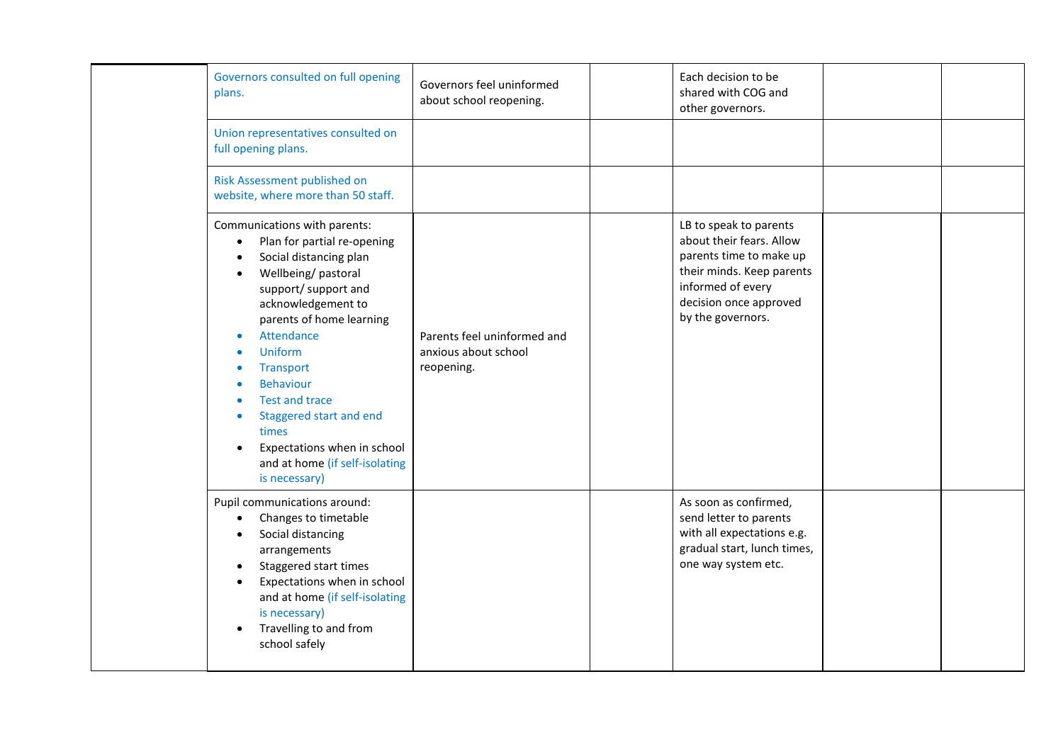| | | | | | | |
|---|---|---|---|---|---|---|
| | Governors consulted on full opening plans. | Governors feel uninformed about school reopening. | | Each decision to be shared with COG and other governors. | | |
| | Union representatives consulted on full opening plans. | | | | | |
| | Risk Assessment published on website, where more than 50 staff. | | | | | |
| | Communications with parents:<br>• Plan for partial re-opening<br>• Social distancing plan<br>• Wellbeing/ pastoral support/ support and acknowledgement to parents of home learning<br>• Attendance<br>• Uniform<br>• Transport<br>• Behaviour<br>• Test and trace<br>• Staggered start and end times<br>• Expectations when in school and at home (if self-isolating is necessary) | Parents feel uninformed and anxious about school reopening. | | LB to speak to parents about their fears. Allow parents time to make up their minds. Keep parents informed of every decision once approved by the governors. | | |
| | Pupil communications around:<br>• Changes to timetable<br>• Social distancing arrangements<br>• Staggered start times<br>• Expectations when in school and at home (if self-isolating is necessary)<br>• Travelling to and from school safely | | | As soon as confirmed, send letter to parents with all expectations e.g. gradual start, lunch times, one way system etc. | | |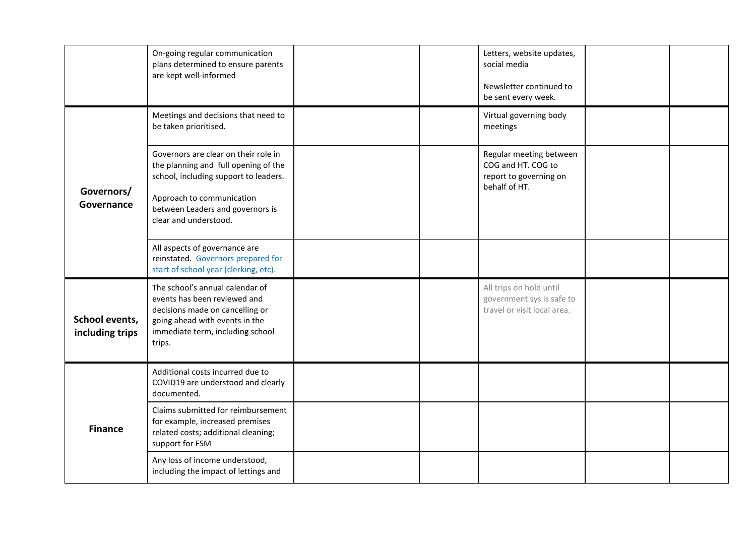| | | | | | | |
|---|---|---|---|---|---|---|
| | On-going regular communication plans determined to ensure parents are kept well-informed | | | Letters, website updates, social media<br><br>Newsletter continued to be sent every week. | | |
| **Governors/ Governance** | Meetings and decisions that need to be taken prioritised. | | | Virtual governing body meetings | | |
| | Governors are clear on their role in the planning and full opening of the school, including support to leaders.<br><br>Approach to communication between Leaders and governors is clear and understood. | | | Regular meeting between COG and HT. COG to report to governing on behalf of HT. | | |
| | All aspects of governance are reinstated. Governors prepared for start of school year (clerking, etc). | | | | | |
| **School events, including trips** | The school's annual calendar of events has been reviewed and decisions made on cancelling or going ahead with events in the immediate term, including school trips. | | | All trips on hold until government sys is safe to travel or visit local area. | | |
| **Finance** | Additional costs incurred due to COVID19 are understood and clearly documented. | | | | | |
| | Claims submitted for reimbursement for example, increased premises related costs; additional cleaning; support for FSM | | | | | |
| | Any loss of income understood, including the impact of lettings and | | | | | |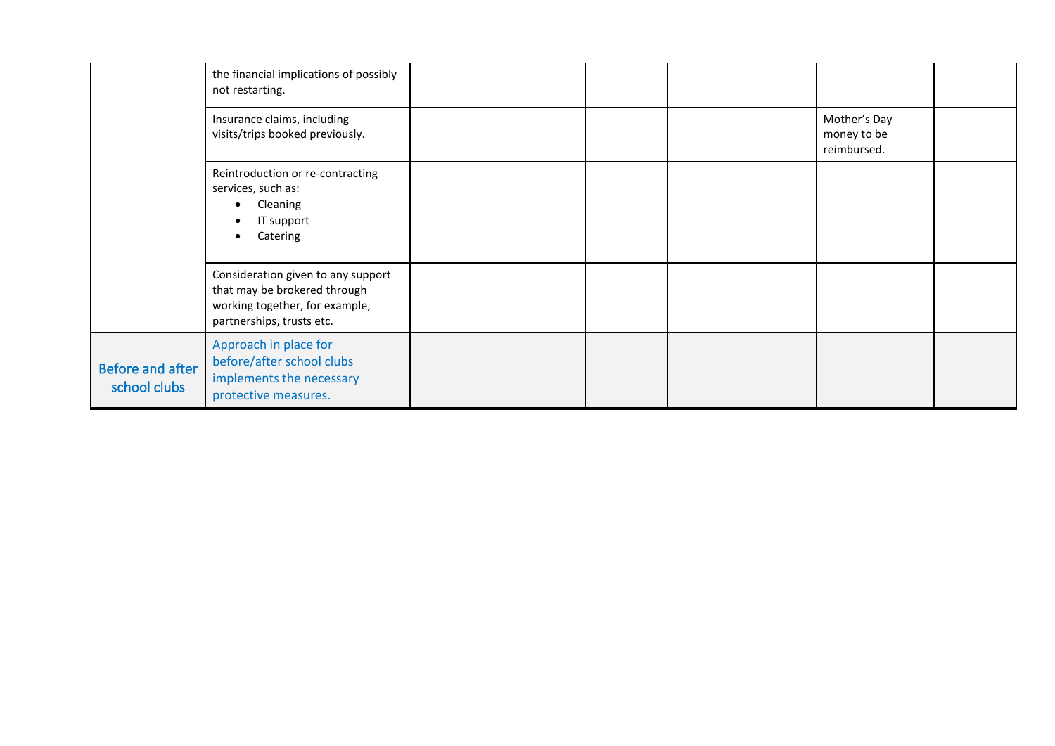| | | | | | | |
|---|---|---|---|---|---|---|
| | the financial implications of possibly not restarting. | | | | | |
| | Insurance claims, including visits/trips booked previously. | | | | Mother's Day money to be reimbursed. | |
| | Reintroduction or re-contracting services, such as:<br>• Cleaning<br>• IT support<br>• Catering | | | | | |
| | Consideration given to any support that may be brokered through working together, for example, partnerships, trusts etc. | | | | | |
| Before and after school clubs | Approach in place for before/after school clubs implements the necessary protective measures. | | | | | |